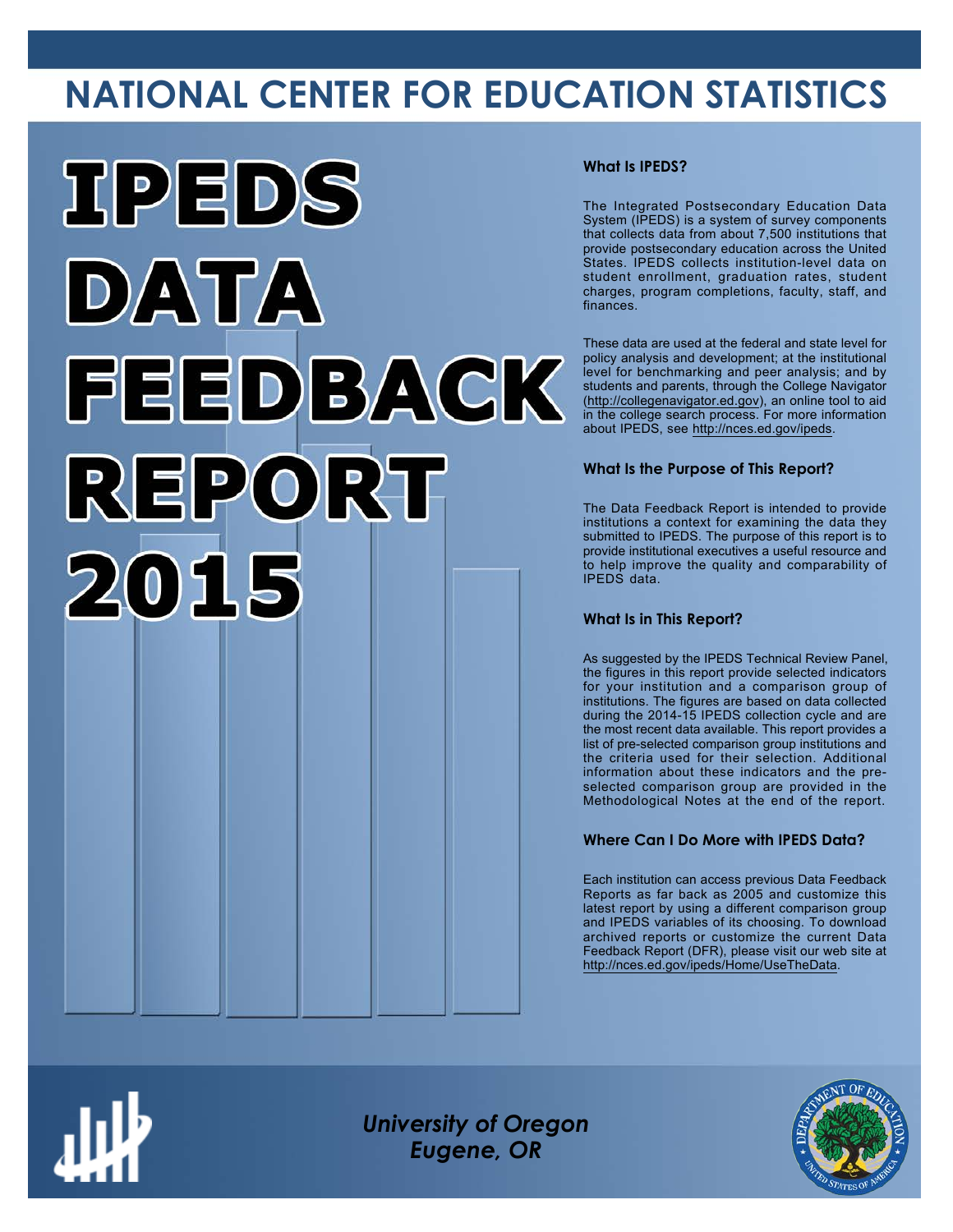# NATIONAL CENTER FOR EDUCATION STATISTICS

# IPEDS DATA FEEDBACK REPORT 2015

### What Is IPEDS?

The Integrated Postsecondary Education Data System (IPEDS) is a system of survey components that collects data from about 7,500 institutions that provide postsecondary education across the United States. IPEDS collects institution-level data on student enrollment, graduation rates, student charges, program completions, faculty, staff, and finances.

These data are used at the federal and state level for policy analysis and development; at the institutional level for benchmarking and peer analysis; and by students and parents, through the College Navigator (http://collegenavigator.ed.gov), an online tool to aid in the college search process. For more information about IPEDS, see http://nces.ed.gov/ipeds.

### What Is the Purpose of This Report?

The Data Feedback Report is intended to provide institutions a context for examining the data they submitted to IPEDS. The purpose of this report is to provide institutional executives a useful resource and to help improve the quality and comparability of IPEDS data.

### What Is in This Report?

As suggested by the IPEDS Technical Review Panel, the figures in this report provide selected indicators for your institution and a comparison group of institutions. The figures are based on data collected during the 2014-15 IPEDS collection cycle and are the most recent data available. This report provides a list of pre-selected comparison group institutions and the criteria used for their selection. Additional information about these indicators and the pre-selected comparison group are provided in the Methodological Notes at the end of the report.

### Where Can I Do More with IPEDS Data?

Each institution can access previous Data Feedback Reports as far back as 2005 and customize this latest report by using a different comparison group and IPEDS variables of its choosing. To download archived reports or customize the current Data Feedback Report (DFR), please visit our web site at http://nces.ed.gov/ipeds/Home/UseTheData.

*University of Oregon*
*Eugene, OR*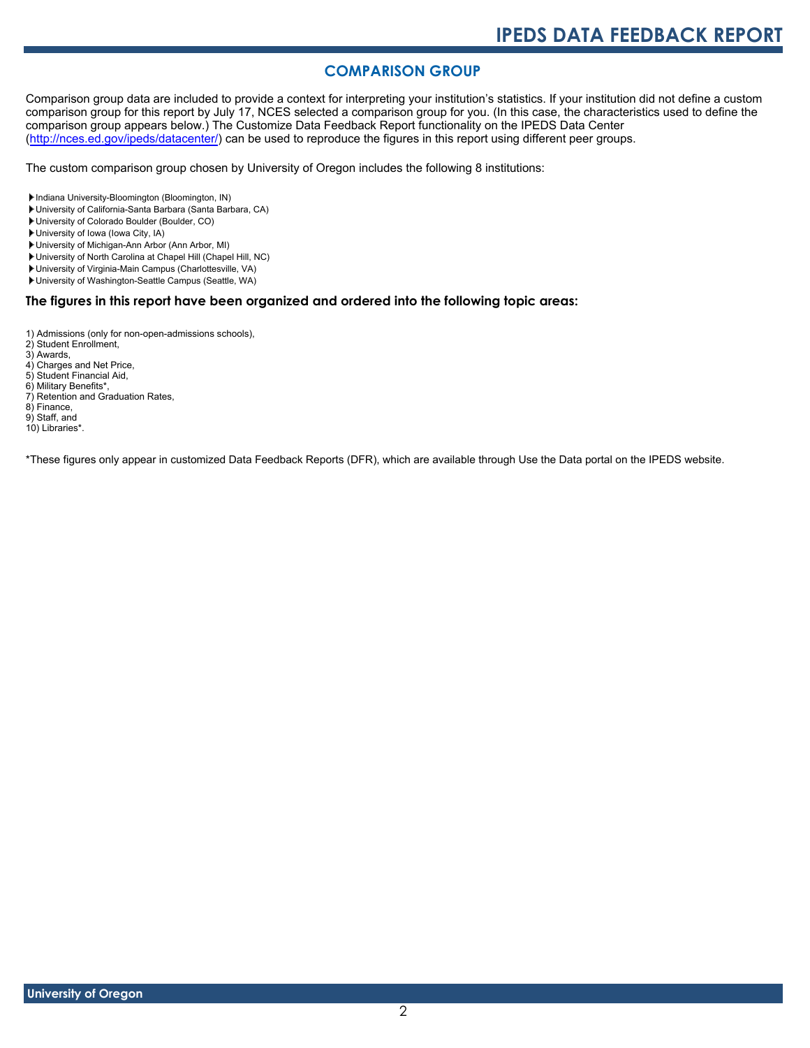## COMPARISON GROUP

Comparison group data are included to provide a context for interpreting your institution's statistics. If your institution did not define a custom comparison group for this report by July 17, NCES selected a comparison group for you. (In this case, the characteristics used to define the comparison group appears below.) The Customize Data Feedback Report functionality on the IPEDS Data Center (http://nces.ed.gov/ipeds/datacenter/) can be used to reproduce the figures in this report using different peer groups.

The custom comparison group chosen by University of Oregon includes the following 8 institutions:

- Indiana University-Bloomington (Bloomington, IN)
- University of California-Santa Barbara (Santa Barbara, CA)
- University of Colorado Boulder (Boulder, CO)
- University of Iowa (Iowa City, IA)
- University of Michigan-Ann Arbor (Ann Arbor, MI)
- University of North Carolina at Chapel Hill (Chapel Hill, NC)
- University of Virginia-Main Campus (Charlottesville, VA)
- University of Washington-Seattle Campus (Seattle, WA)

### The figures in this report have been organized and ordered into the following topic areas:

1) Admissions (only for non-open-admissions schools),
2) Student Enrollment,
3) Awards,
4) Charges and Net Price,
5) Student Financial Aid,
6) Military Benefits*,
7) Retention and Graduation Rates,
8) Finance,
9) Staff, and
10) Libraries*.

*These figures only appear in customized Data Feedback Reports (DFR), which are available through Use the Data portal on the IPEDS website.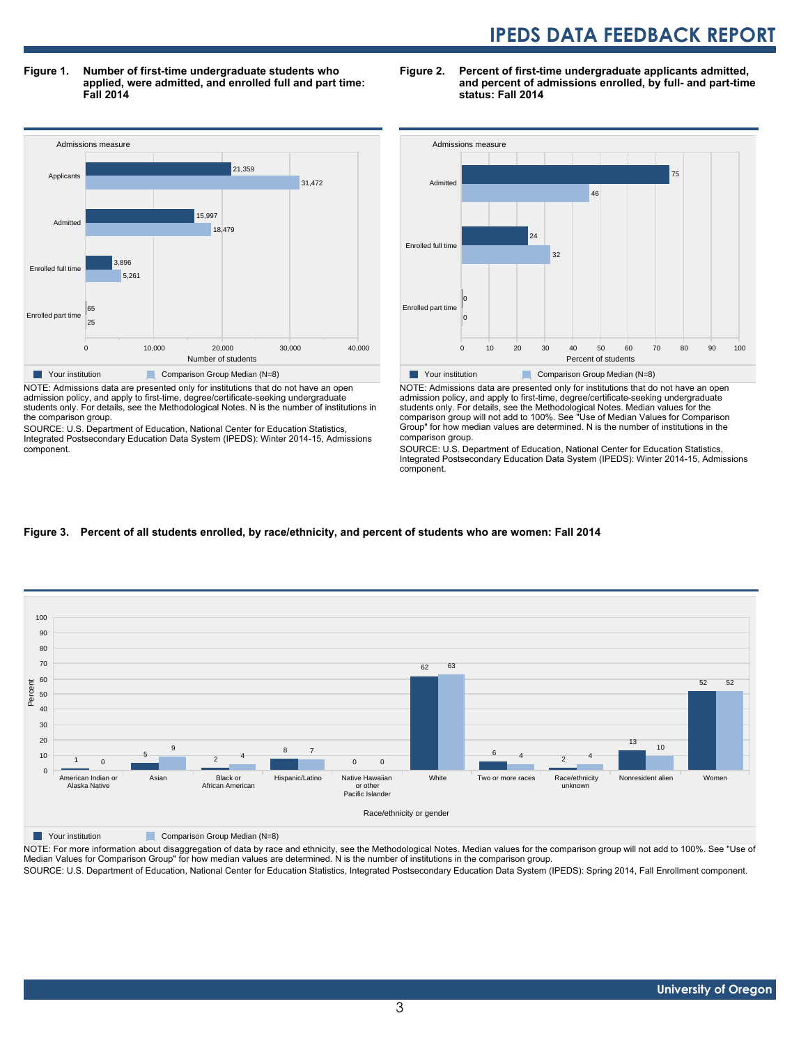**Figure 1. Number of first-time undergraduate students who applied, were admitted, and enrolled full and part time: Fall 2014**

| Admissions measure | Your institution | Comparison Group Median (N=8) |
|---|---|---|
| Applicants | 21,359 | 31,472 |
| Admitted | 15,997 | 18,479 |
| Enrolled full time | 3,896 | 5,261 |
| Enrolled part time | 65 | 25 |

NOTE: Admissions data are presented only for institutions that do not have an open admission policy, and apply to first-time, degree/certificate-seeking undergraduate students only. For details, see the Methodological Notes. N is the number of institutions in the comparison group.

SOURCE: U.S. Department of Education, National Center for Education Statistics, Integrated Postsecondary Education Data System (IPEDS): Winter 2014-15, Admissions component.

**Figure 2. Percent of first-time undergraduate applicants admitted, and percent of admissions enrolled, by full- and part-time status: Fall 2014**

| Admissions measure | Your institution | Comparison Group Median (N=8) |
|---|---|---|
| Admitted | 75 | 46 |
| Enrolled full time | 24 | 32 |
| Enrolled part time | 0 | 0 |

NOTE: Admissions data are presented only for institutions that do not have an open admission policy, and apply to first-time, degree/certificate-seeking undergraduate students only. For details, see the Methodological Notes. Median values for the comparison group will not add to 100%. See "Use of Median Values for Comparison Group" for how median values are determined. N is the number of institutions in the comparison group.

SOURCE: U.S. Department of Education, National Center for Education Statistics, Integrated Postsecondary Education Data System (IPEDS): Winter 2014-15, Admissions component.

**Figure 3. Percent of all students enrolled, by race/ethnicity, and percent of students who are women: Fall 2014**

| Race/ethnicity or gender | Your institution | Comparison Group Median (N=8) |
|---|---|---|
| American Indian or Alaska Native | 1 | 0 |
| Asian | 5 | 9 |
| Black or African American | 2 | 4 |
| Hispanic/Latino | 8 | 7 |
| Native Hawaiian or other Pacific Islander | 0 | 0 |
| White | 62 | 63 |
| Two or more races | 6 | 4 |
| Race/ethnicity unknown | 2 | 4 |
| Nonresident alien | 13 | 10 |
| Women | 52 | 52 |

NOTE: For more information about disaggregation of data by race and ethnicity, see the Methodological Notes. Median values for the comparison group will not add to 100%. See "Use of Median Values for Comparison Group" for how median values are determined. N is the number of institutions in the comparison group.

SOURCE: U.S. Department of Education, National Center for Education Statistics, Integrated Postsecondary Education Data System (IPEDS): Spring 2014, Fall Enrollment component.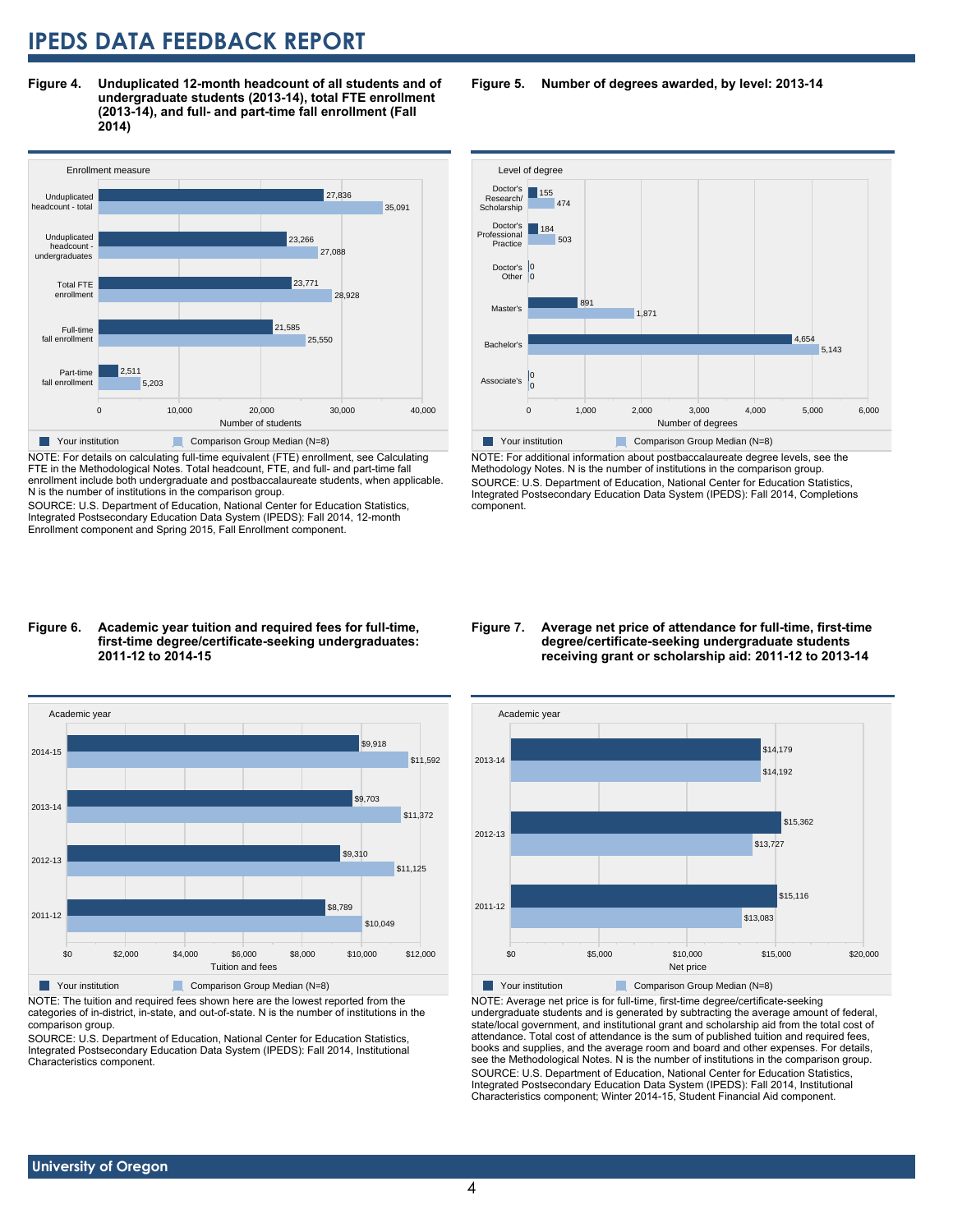**Figure 4. Unduplicated 12-month headcount of all students and of undergraduate students (2013-14), total FTE enrollment (2013-14), and full- and part-time fall enrollment (Fall 2014)**

| Enrollment measure | Your institution | Comparison Group Median (N=8) |
| --- | --- | --- |
| Unduplicated headcount - total | 27,836 | 35,091 |
| Unduplicated headcount - undergraduates | 23,266 | 27,088 |
| Total FTE enrollment | 23,771 | 28,928 |
| Full-time fall enrollment | 21,585 | 25,550 |
| Part-time fall enrollment | 2,511 | 5,203 |

NOTE: For details on calculating full-time equivalent (FTE) enrollment, see Calculating FTE in the Methodological Notes. Total headcount, FTE, and full- and part-time fall enrollment include both undergraduate and postbaccalaureate students, when applicable. N is the number of institutions in the comparison group.

SOURCE: U.S. Department of Education, National Center for Education Statistics, Integrated Postsecondary Education Data System (IPEDS): Fall 2014, 12-month Enrollment component and Spring 2015, Fall Enrollment component.

**Figure 5. Number of degrees awarded, by level: 2013-14**

| Level of degree | Your institution | Comparison Group Median (N=8) |
| --- | --- | --- |
| Doctor's Research/ Scholarship | 155 | 474 |
| Doctor's Professional Practice | 184 | 503 |
| Doctor's Other | 0 | 0 |
| Master's | 891 | 1,871 |
| Bachelor's | 4,654 | 5,143 |
| Associate's | 0 | 0 |

NOTE: For additional information about postbaccalaureate degree levels, see the Methodology Notes. N is the number of institutions in the comparison group.

SOURCE: U.S. Department of Education, National Center for Education Statistics, Integrated Postsecondary Education Data System (IPEDS): Fall 2014, Completions component.

**Figure 6. Academic year tuition and required fees for full-time, first-time degree/certificate-seeking undergraduates: 2011-12 to 2014-15**

| Academic year | Your institution | Comparison Group Median (N=8) |
| --- | --- | --- |
| 2014-15 | $9,918 | $11,592 |
| 2013-14 | $9,703 | $11,372 |
| 2012-13 | $9,310 | $11,125 |
| 2011-12 | $8,789 | $10,049 |

NOTE: The tuition and required fees shown here are the lowest reported from the categories of in-district, in-state, and out-of-state. N is the number of institutions in the comparison group.

SOURCE: U.S. Department of Education, National Center for Education Statistics, Integrated Postsecondary Education Data System (IPEDS): Fall 2014, Institutional Characteristics component.

**Figure 7. Average net price of attendance for full-time, first-time degree/certificate-seeking undergraduate students receiving grant or scholarship aid: 2011-12 to 2013-14**

| Academic year | Your institution | Comparison Group Median (N=8) |
| --- | --- | --- |
| 2013-14 | $14,179 | $14,192 |
| 2012-13 | $15,362 | $13,727 |
| 2011-12 | $15,116 | $13,083 |

NOTE: Average net price is for full-time, first-time degree/certificate-seeking undergraduate students and is generated by subtracting the average amount of federal, state/local government, and institutional grant and scholarship aid from the total cost of attendance. Total cost of attendance is the sum of published tuition and required fees, books and supplies, and the average room and board and other expenses. For details, see the Methodological Notes. N is the number of institutions in the comparison group.

SOURCE: U.S. Department of Education, National Center for Education Statistics, Integrated Postsecondary Education Data System (IPEDS): Fall 2014, Institutional Characteristics component; Winter 2014-15, Student Financial Aid component.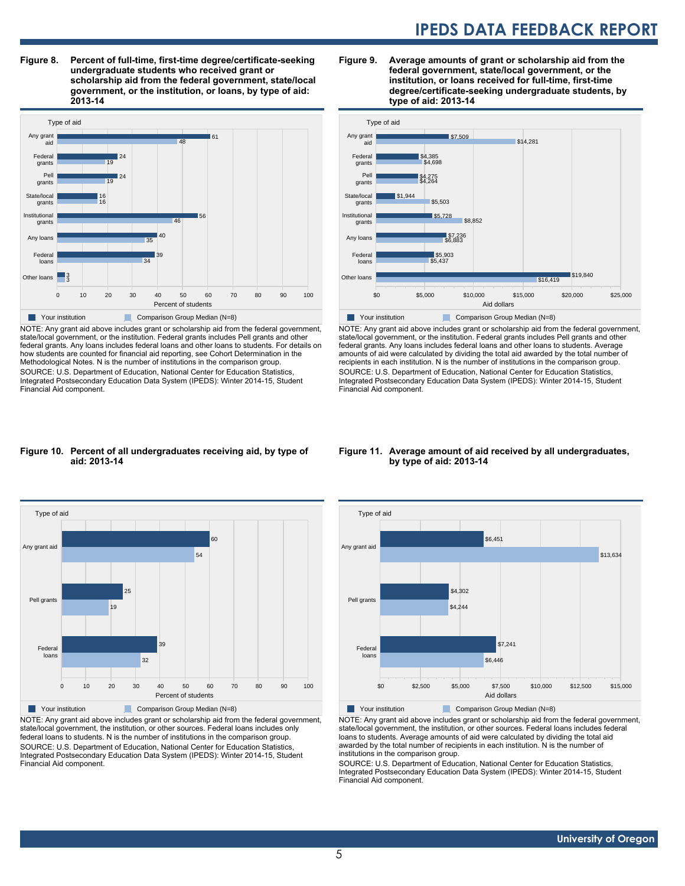**Figure 8. Percent of full-time, first-time degree/certificate-seeking undergraduate students who received grant or scholarship aid from the federal government, state/local government, or the institution, or loans, by type of aid: 2013-14**

| Type of aid | Your institution | Comparison Group Median (N=8) |
|---|---|---|
| Any grant aid | 61 | 48 |
| Federal grants | 24 | 19 |
| Pell grants | 24 | 19 |
| State/local grants | 16 | 16 |
| Institutional grants | 56 | 46 |
| Any loans | 40 | 35 |
| Federal loans | 39 | 34 |
| Other loans | 3 | 3 |

Percent of students

NOTE: Any grant aid above includes grant or scholarship aid from the federal government, state/local government, or the institution. Federal grants includes Pell grants and other federal grants. Any loans includes federal loans and other loans to students. For details on how students are counted for financial aid reporting, see Cohort Determination in the Methodological Notes. N is the number of institutions in the comparison group.

SOURCE: U.S. Department of Education, National Center for Education Statistics, Integrated Postsecondary Education Data System (IPEDS): Winter 2014-15, Student Financial Aid component.

**Figure 9. Average amounts of grant or scholarship aid from the federal government, state/local government, or the institution, or loans received for full-time, first-time degree/certificate-seeking undergraduate students, by type of aid: 2013-14**

| Type of aid | Your institution | Comparison Group Median (N=8) |
|---|---|---|
| Any grant aid | $7,509 | $14,281 |
| Federal grants | $4,385 | $4,698 |
| Pell grants | $4,275 | $4,264 |
| State/local grants | $1,944 | $5,503 |
| Institutional grants | $5,728 | $8,852 |
| Any loans | $7,236 | $6,883 |
| Federal loans | $5,903 | $5,437 |
| Other loans | $19,840 | $16,419 |

Aid dollars

NOTE: Any grant aid above includes grant or scholarship aid from the federal government, state/local government, or the institution. Federal grants includes Pell grants and other federal grants. Any loans includes federal loans and other loans to students. Average amounts of aid were calculated by dividing the total aid awarded by the total number of recipients in each institution. N is the number of institutions in the comparison group.

SOURCE: U.S. Department of Education, National Center for Education Statistics, Integrated Postsecondary Education Data System (IPEDS): Winter 2014-15, Student Financial Aid component.

**Figure 10. Percent of all undergraduates receiving aid, by type of aid: 2013-14**

| Type of aid | Your institution | Comparison Group Median (N=8) |
|---|---|---|
| Any grant aid | 60 | 54 |
| Pell grants | 25 | 19 |
| Federal loans | 39 | 32 |

Percent of students

NOTE: Any grant aid above includes grant or scholarship aid from the federal government, state/local government, the institution, or other sources. Federal loans includes only federal loans to students. N is the number of institutions in the comparison group.

SOURCE: U.S. Department of Education, National Center for Education Statistics, Integrated Postsecondary Education Data System (IPEDS): Winter 2014-15, Student Financial Aid component.

**Figure 11. Average amount of aid received by all undergraduates, by type of aid: 2013-14**

| Type of aid | Your institution | Comparison Group Median (N=8) |
|---|---|---|
| Any grant aid | $6,451 | $13,634 |
| Pell grants | $4,302 | $4,244 |
| Federal loans | $7,241 | $6,446 |

Aid dollars

NOTE: Any grant aid above includes grant or scholarship aid from the federal government, state/local government, the institution, or other sources. Federal loans includes federal loans to students. Average amounts of aid were calculated by dividing the total aid awarded by the total number of recipients in each institution. N is the number of institutions in the comparison group.

SOURCE: U.S. Department of Education, National Center for Education Statistics, Integrated Postsecondary Education Data System (IPEDS): Winter 2014-15, Student Financial Aid component.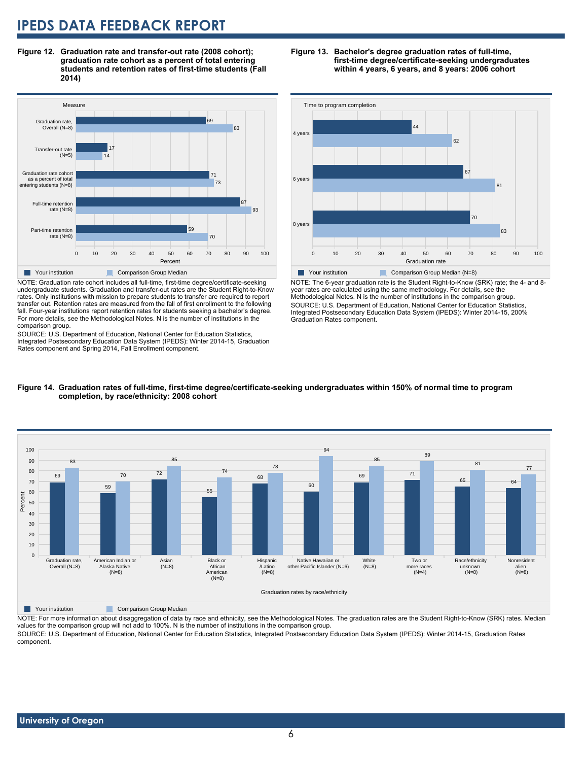**Figure 12. Graduation rate and transfer-out rate (2008 cohort); graduation rate cohort as a percent of total entering students and retention rates of first-time students (Fall 2014)**

| Measure | Your institution | Comparison Group Median |
| --- | --- | --- |
| Graduation rate, Overall (N=8) | 69 | 83 |
| Transfer-out rate (N=5) | 17 | 14 |
| Graduation rate cohort as a percent of total entering students (N=8) | 71 | 73 |
| Full-time retention rate (N=8) | 87 | 93 |
| Part-time retention rate (N=8) | 59 | 70 |

NOTE: Graduation rate cohort includes all full-time, first-time degree/certificate-seeking undergraduate students. Graduation and transfer-out rates are the Student Right-to-Know rates. Only institutions with mission to prepare students to transfer are required to report transfer out. Retention rates are measured from the fall of first enrollment to the following fall. Four-year institutions report retention rates for students seeking a bachelor's degree. For more details, see the Methodological Notes. N is the number of institutions in the comparison group.

SOURCE: U.S. Department of Education, National Center for Education Statistics, Integrated Postsecondary Education Data System (IPEDS): Winter 2014-15, Graduation Rates component and Spring 2014, Fall Enrollment component.

**Figure 13. Bachelor's degree graduation rates of full-time, first-time degree/certificate-seeking undergraduates within 4 years, 6 years, and 8 years: 2006 cohort**

| Time to program completion | Your institution | Comparison Group Median (N=8) |
| --- | --- | --- |
| 4 years | 44 | 62 |
| 6 years | 67 | 81 |
| 8 years | 70 | 83 |

NOTE: The 6-year graduation rate is the Student Right-to-Know (SRK) rate; the 4- and 8-year rates are calculated using the same methodology. For details, see the Methodological Notes. N is the number of institutions in the comparison group.

SOURCE: U.S. Department of Education, National Center for Education Statistics, Integrated Postsecondary Education Data System (IPEDS): Winter 2014-15, 200% Graduation Rates component.

**Figure 14. Graduation rates of full-time, first-time degree/certificate-seeking undergraduates within 150% of normal time to program completion, by race/ethnicity: 2008 cohort**

| Graduation rates by race/ethnicity | Your institution | Comparison Group Median |
| --- | --- | --- |
| Graduation rate, Overall (N=8) | 69 | 83 |
| American Indian or Alaska Native (N=8) | 59 | 70 |
| Asian (N=8) | 72 | 85 |
| Black or African American (N=8) | 55 | 74 |
| Hispanic /Latino (N=8) | 68 | 78 |
| Native Hawaiian or other Pacific Islander (N=6) | 60 | 94 |
| White (N=8) | 69 | 85 |
| Two or more races (N=4) | 71 | 89 |
| Race/ethnicity unknown (N=8) | 65 | 81 |
| Nonresident alien (N=8) | 64 | 77 |

NOTE: For more information about disaggregation of data by race and ethnicity, see the Methodological Notes. The graduation rates are the Student Right-to-Know (SRK) rates. Median values for the comparison group will not add to 100%. N is the number of institutions in the comparison group.

SOURCE: U.S. Department of Education, National Center for Education Statistics, Integrated Postsecondary Education Data System (IPEDS): Winter 2014-15, Graduation Rates component.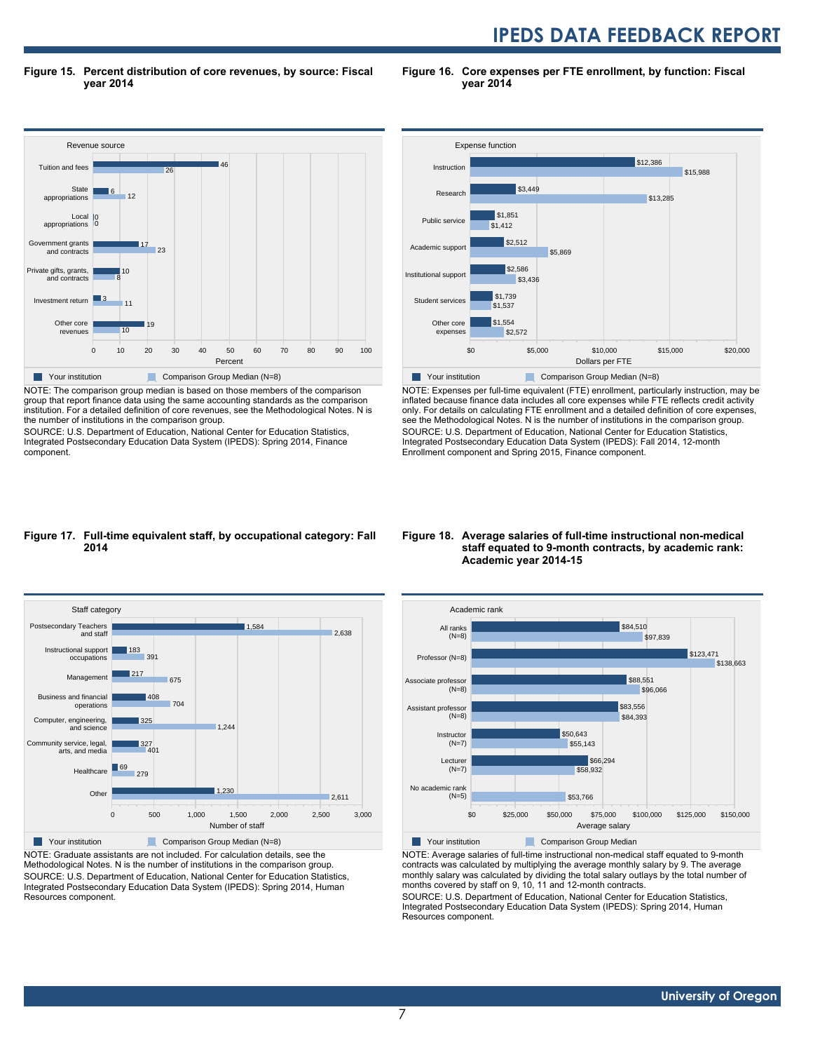**Figure 15. Percent distribution of core revenues, by source: Fiscal year 2014**

| Revenue source | Your institution | Comparison Group Median (N=8) |
|---|---|---|
| Tuition and fees | 46 | 26 |
| State appropriations | 6 | 12 |
| Local appropriations | 0 | 0 |
| Government grants and contracts | 17 | 23 |
| Private gifts, grants, and contracts | 10 | 8 |
| Investment return | 3 | 11 |
| Other core revenues | 19 | 10 |

NOTE: The comparison group median is based on those members of the comparison group that report finance data using the same accounting standards as the comparison institution. For a detailed definition of core revenues, see the Methodological Notes. N is the number of institutions in the comparison group.
SOURCE: U.S. Department of Education, National Center for Education Statistics, Integrated Postsecondary Education Data System (IPEDS): Spring 2014, Finance component.

**Figure 16. Core expenses per FTE enrollment, by function: Fiscal year 2014**

| Expense function | Your institution | Comparison Group Median (N=8) |
|---|---|---|
| Instruction | $12,386 | $15,988 |
| Research | $3,449 | $13,285 |
| Public service | $1,851 | $1,412 |
| Academic support | $2,512 | $5,869 |
| Institutional support | $2,586 | $3,436 |
| Student services | $1,739 | $1,537 |
| Other core expenses | $1,554 | $2,572 |

NOTE: Expenses per full-time equivalent (FTE) enrollment, particularly instruction, may be inflated because finance data includes all core expenses while FTE reflects credit activity only. For details on calculating FTE enrollment and a detailed definition of core expenses, see the Methodological Notes. N is the number of institutions in the comparison group.
SOURCE: U.S. Department of Education, National Center for Education Statistics, Integrated Postsecondary Education Data System (IPEDS): Fall 2014, 12-month Enrollment component and Spring 2015, Finance component.

**Figure 17. Full-time equivalent staff, by occupational category: Fall 2014**

| Staff category | Your institution | Comparison Group Median (N=8) |
|---|---|---|
| Postsecondary Teachers and staff | 1,584 | 2,638 |
| Instructional support occupations | 183 | 391 |
| Management | 217 | 675 |
| Business and financial operations | 408 | 704 |
| Computer, engineering, and science | 325 | 1,244 |
| Community service, legal, arts, and media | 327 | 401 |
| Healthcare | 69 | 279 |
| Other | 1,230 | 2,611 |

NOTE: Graduate assistants are not included. For calculation details, see the Methodological Notes. N is the number of institutions in the comparison group.
SOURCE: U.S. Department of Education, National Center for Education Statistics, Integrated Postsecondary Education Data System (IPEDS): Spring 2014, Human Resources component.

**Figure 18. Average salaries of full-time instructional non-medical staff equated to 9-month contracts, by academic rank: Academic year 2014-15**

| Academic rank | Your institution | Comparison Group Median |
|---|---|---|
| All ranks (N=8) | $84,510 | $97,839 |
| Professor (N=8) | $123,471 | $138,663 |
| Associate professor (N=8) | $88,551 | $96,066 |
| Assistant professor (N=8) | $83,556 | $84,393 |
| Instructor (N=7) | $50,643 | $55,143 |
| Lecturer (N=7) | $66,294 | $58,932 |
| No academic rank (N=5) | | $53,766 |

NOTE: Average salaries of full-time instructional non-medical staff equated to 9-month contracts was calculated by multiplying the average monthly salary by 9. The average monthly salary was calculated by dividing the total salary outlays by the total number of months covered by staff on 9, 10, 11 and 12-month contracts.
SOURCE: U.S. Department of Education, National Center for Education Statistics, Integrated Postsecondary Education Data System (IPEDS): Spring 2014, Human Resources component.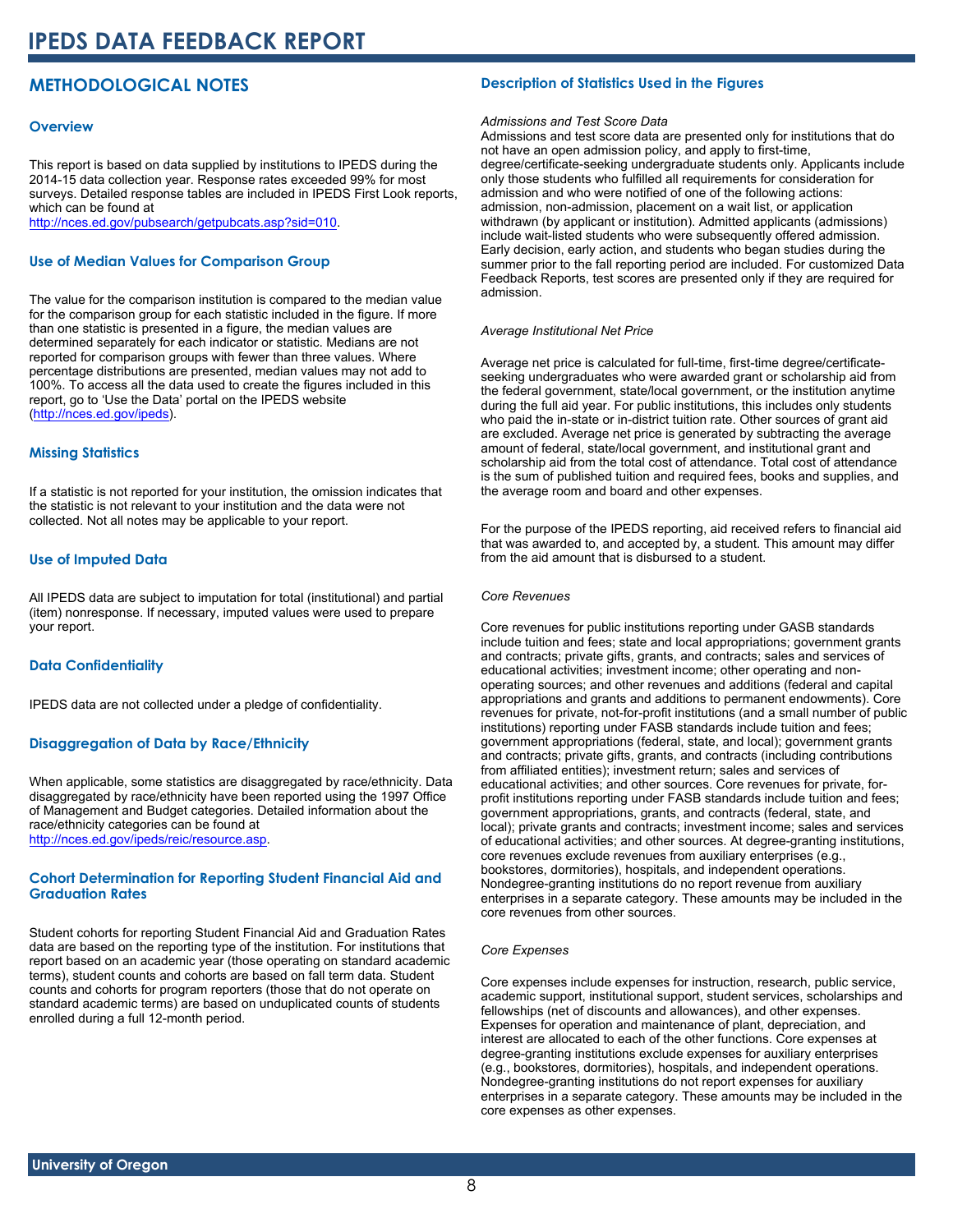# METHODOLOGICAL NOTES

## Overview

This report is based on data supplied by institutions to IPEDS during the 2014-15 data collection year. Response rates exceeded 99% for most surveys. Detailed response tables are included in IPEDS First Look reports, which can be found at http://nces.ed.gov/pubsearch/getpubcats.asp?sid=010.

## Use of Median Values for Comparison Group

The value for the comparison institution is compared to the median value for the comparison group for each statistic included in the figure. If more than one statistic is presented in a figure, the median values are determined separately for each indicator or statistic. Medians are not reported for comparison groups with fewer than three values. Where percentage distributions are presented, median values may not add to 100%. To access all the data used to create the figures included in this report, go to 'Use the Data' portal on the IPEDS website (http://nces.ed.gov/ipeds).

## Missing Statistics

If a statistic is not reported for your institution, the omission indicates that the statistic is not relevant to your institution and the data were not collected. Not all notes may be applicable to your report.

## Use of Imputed Data

All IPEDS data are subject to imputation for total (institutional) and partial (item) nonresponse. If necessary, imputed values were used to prepare your report.

## Data Confidentiality

IPEDS data are not collected under a pledge of confidentiality.

## Disaggregation of Data by Race/Ethnicity

When applicable, some statistics are disaggregated by race/ethnicity. Data disaggregated by race/ethnicity have been reported using the 1997 Office of Management and Budget categories. Detailed information about the race/ethnicity categories can be found at http://nces.ed.gov/ipeds/reic/resource.asp.

## Cohort Determination for Reporting Student Financial Aid and Graduation Rates

Student cohorts for reporting Student Financial Aid and Graduation Rates data are based on the reporting type of the institution. For institutions that report based on an academic year (those operating on standard academic terms), student counts and cohorts are based on fall term data. Student counts and cohorts for program reporters (those that do not operate on standard academic terms) are based on unduplicated counts of students enrolled during a full 12-month period.

## Description of Statistics Used in the Figures

*Admissions and Test Score Data*

Admissions and test score data are presented only for institutions that do not have an open admission policy, and apply to first-time, degree/certificate-seeking undergraduate students only. Applicants include only those students who fulfilled all requirements for consideration for admission and who were notified of one of the following actions: admission, non-admission, placement on a wait list, or application withdrawn (by applicant or institution). Admitted applicants (admissions) include wait-listed students who were subsequently offered admission. Early decision, early action, and students who began studies during the summer prior to the fall reporting period are included. For customized Data Feedback Reports, test scores are presented only if they are required for admission.

*Average Institutional Net Price*

Average net price is calculated for full-time, first-time degree/certificate-seeking undergraduates who were awarded grant or scholarship aid from the federal government, state/local government, or the institution anytime during the full aid year. For public institutions, this includes only students who paid the in-state or in-district tuition rate. Other sources of grant aid are excluded. Average net price is generated by subtracting the average amount of federal, state/local government, and institutional grant and scholarship aid from the total cost of attendance. Total cost of attendance is the sum of published tuition and required fees, books and supplies, and the average room and board and other expenses.

For the purpose of the IPEDS reporting, aid received refers to financial aid that was awarded to, and accepted by, a student. This amount may differ from the aid amount that is disbursed to a student.

*Core Revenues*

Core revenues for public institutions reporting under GASB standards include tuition and fees; state and local appropriations; government grants and contracts; private gifts, grants, and contracts; sales and services of educational activities; investment income; other operating and non-operating sources; and other revenues and additions (federal and capital appropriations and grants and additions to permanent endowments). Core revenues for private, not-for-profit institutions (and a small number of public institutions) reporting under FASB standards include tuition and fees; government appropriations (federal, state, and local); government grants and contracts; private gifts, grants, and contracts (including contributions from affiliated entities); investment return; sales and services of educational activities; and other sources. Core revenues for private, for-profit institutions reporting under FASB standards include tuition and fees; government appropriations, grants, and contracts (federal, state, and local); private grants and contracts; investment income; sales and services of educational activities; and other sources. At degree-granting institutions, core revenues exclude revenues from auxiliary enterprises (e.g., bookstores, dormitories), hospitals, and independent operations. Nondegree-granting institutions do no report revenue from auxiliary enterprises in a separate category. These amounts may be included in the core revenues from other sources.

*Core Expenses*

Core expenses include expenses for instruction, research, public service, academic support, institutional support, student services, scholarships and fellowships (net of discounts and allowances), and other expenses. Expenses for operation and maintenance of plant, depreciation, and interest are allocated to each of the other functions. Core expenses at degree-granting institutions exclude expenses for auxiliary enterprises (e.g., bookstores, dormitories), hospitals, and independent operations. Nondegree-granting institutions do not report expenses for auxiliary enterprises in a separate category. These amounts may be included in the core expenses as other expenses.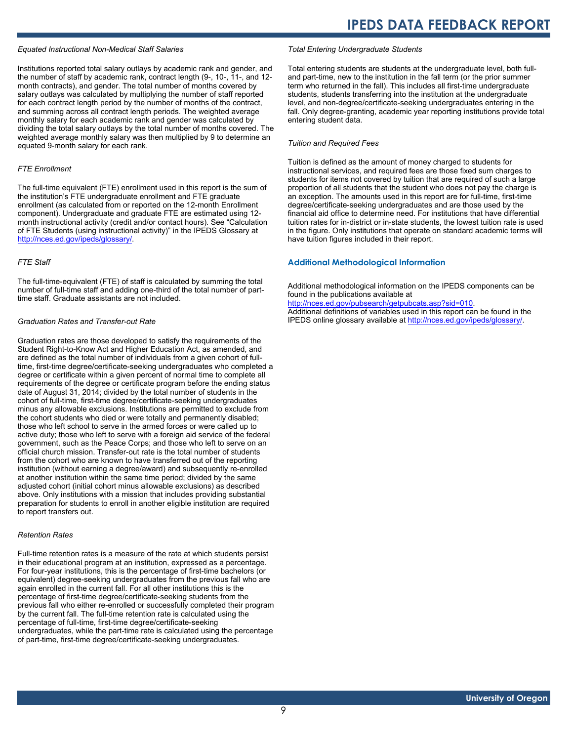*Equated Instructional Non-Medical Staff Salaries*

Institutions reported total salary outlays by academic rank and gender, and the number of staff by academic rank, contract length (9-, 10-, 11-, and 12-month contracts), and gender. The total number of months covered by salary outlays was calculated by multiplying the number of staff reported for each contract length period by the number of months of the contract, and summing across all contract length periods. The weighted average monthly salary for each academic rank and gender was calculated by dividing the total salary outlays by the total number of months covered. The weighted average monthly salary was then multiplied by 9 to determine an equated 9-month salary for each rank.

*FTE Enrollment*

The full-time equivalent (FTE) enrollment used in this report is the sum of the institution's FTE undergraduate enrollment and FTE graduate enrollment (as calculated from or reported on the 12-month Enrollment component). Undergraduate and graduate FTE are estimated using 12-month instructional activity (credit and/or contact hours). See "Calculation of FTE Students (using instructional activity)" in the IPEDS Glossary at http://nces.ed.gov/ipeds/glossary/.

*FTE Staff*

The full-time-equivalent (FTE) of staff is calculated by summing the total number of full-time staff and adding one-third of the total number of part-time staff. Graduate assistants are not included.

*Graduation Rates and Transfer-out Rate*

Graduation rates are those developed to satisfy the requirements of the Student Right-to-Know Act and Higher Education Act, as amended, and are defined as the total number of individuals from a given cohort of full-time, first-time degree/certificate-seeking undergraduates who completed a degree or certificate within a given percent of normal time to complete all requirements of the degree or certificate program before the ending status date of August 31, 2014; divided by the total number of students in the cohort of full-time, first-time degree/certificate-seeking undergraduates minus any allowable exclusions. Institutions are permitted to exclude from the cohort students who died or were totally and permanently disabled; those who left school to serve in the armed forces or were called up to active duty; those who left to serve with a foreign aid service of the federal government, such as the Peace Corps; and those who left to serve on an official church mission. Transfer-out rate is the total number of students from the cohort who are known to have transferred out of the reporting institution (without earning a degree/award) and subsequently re-enrolled at another institution within the same time period; divided by the same adjusted cohort (initial cohort minus allowable exclusions) as described above. Only institutions with a mission that includes providing substantial preparation for students to enroll in another eligible institution are required to report transfers out.

*Retention Rates*

Full-time retention rates is a measure of the rate at which students persist in their educational program at an institution, expressed as a percentage. For four-year institutions, this is the percentage of first-time bachelors (or equivalent) degree-seeking undergraduates from the previous fall who are again enrolled in the current fall. For all other institutions this is the percentage of first-time degree/certificate-seeking students from the previous fall who either re-enrolled or successfully completed their program by the current fall. The full-time retention rate is calculated using the percentage of full-time, first-time degree/certificate-seeking undergraduates, while the part-time rate is calculated using the percentage of part-time, first-time degree/certificate-seeking undergraduates.

*Total Entering Undergraduate Students*

Total entering students are students at the undergraduate level, both full- and part-time, new to the institution in the fall term (or the prior summer term who returned in the fall). This includes all first-time undergraduate students, students transferring into the institution at the undergraduate level, and non-degree/certificate-seeking undergraduates entering in the fall. Only degree-granting, academic year reporting institutions provide total entering student data.

*Tuition and Required Fees*

Tuition is defined as the amount of money charged to students for instructional services, and required fees are those fixed sum charges to students for items not covered by tuition that are required of such a large proportion of all students that the student who does not pay the charge is an exception. The amounts used in this report are for full-time, first-time degree/certificate-seeking undergraduates and are those used by the financial aid office to determine need. For institutions that have differential tuition rates for in-district or in-state students, the lowest tuition rate is used in the figure. Only institutions that operate on standard academic terms will have tuition figures included in their report.

## Additional Methodological Information

Additional methodological information on the IPEDS components can be found in the publications available at http://nces.ed.gov/pubsearch/getpubcats.asp?sid=010.
Additional definitions of variables used in this report can be found in the IPEDS online glossary available at http://nces.ed.gov/ipeds/glossary/.